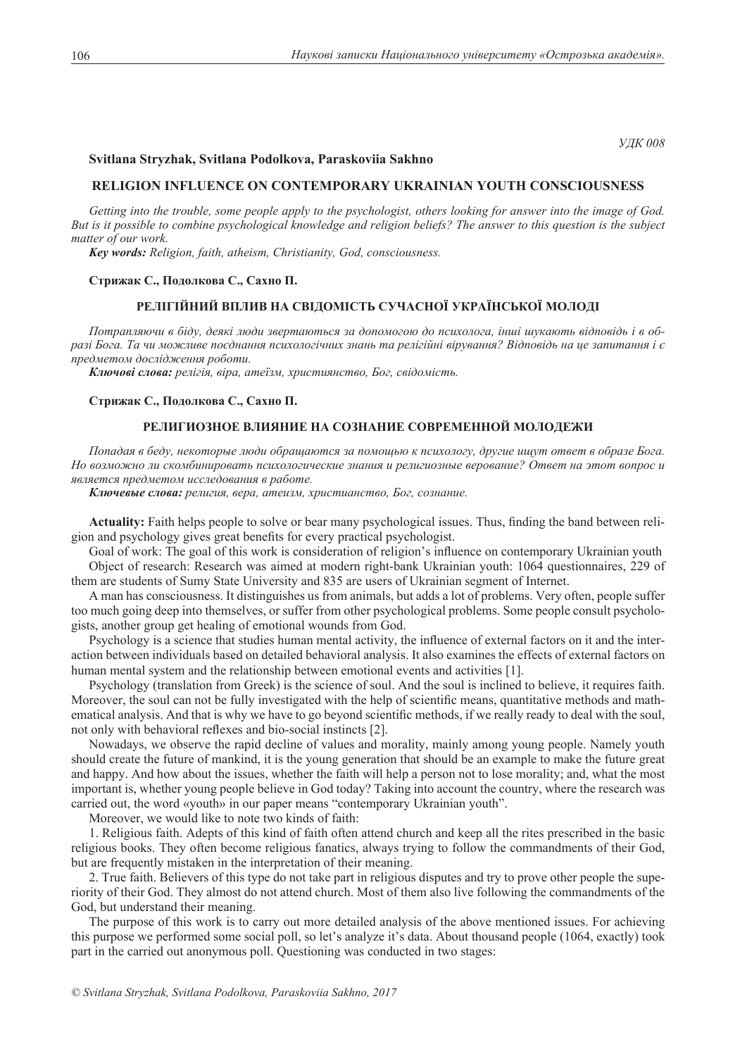УДК 008

**Svitlana Stryzhak, Svitlana Podolkova, Paraskoviia Sakhno**

## RELIGION INFLUENCE ON CONTEMPORARY UKRAINIAN YOUTH CONSCIOUSNESS

*Getting into the trouble, some people apply to the psychologist, others looking for answer into the image of God. But is it possible to combine psychological knowledge and religion beliefs? The answer to this question is the subject matter of our work.*

***Key words:*** *Religion, faith, atheism, Christianity, God, consciousness.*

**Стрижак С., Подолкова С., Сахно П.**

## РЕЛІГІЙНИЙ ВПЛИВ НА СВІДОМІСТЬ СУЧАСНОЇ УКРАЇНСЬКОЇ МОЛОДІ

*Потрапляючи в біду, деякі люди звертаються за допомогою до психолога, інші шукають відповідь і в образі Бога. Та чи можливе поєднання психологічних знань та релігійні вірування? Відповідь на це запитання і є предметом дослідження роботи.*

***Ключові слова:*** *релігія, віра, атеїзм, християнство, Бог, свідомість.*

**Стрижак С., Подолкова С., Сахно П.**

## РЕЛИГИОЗНОЕ ВЛИЯНИЕ НА СОЗНАНИЕ СОВРЕМЕННОЙ МОЛОДЕЖИ

*Попадая в беду, некоторые люди обращаются за помощью к психологу, другие ищут ответ в образе Бога. Но возможно ли скомбинировать психологические знания и религиозные верование? Ответ на этот вопрос и является предметом исследования в работе.*

***Ключевые слова:*** *религия, вера, атеизм, христианство, Бог, сознание.*

**Actuality:** Faith helps people to solve or bear many psychological issues. Thus, finding the band between religion and psychology gives great benefits for every practical psychologist.

Goal of work: The goal of this work is consideration of religion's influence on contemporary Ukrainian youth

Object of research: Research was aimed at modern right-bank Ukrainian youth: 1064 questionnaires, 229 of them are students of Sumy State University and 835 are users of Ukrainian segment of Internet.

A man has consciousness. It distinguishes us from animals, but adds a lot of problems. Very often, people suffer too much going deep into themselves, or suffer from other psychological problems. Some people consult psychologists, another group get healing of emotional wounds from God.

Psychology is a science that studies human mental activity, the influence of external factors on it and the interaction between individuals based on detailed behavioral analysis. It also examines the effects of external factors on human mental system and the relationship between emotional events and activities [1].

Psychology (translation from Greek) is the science of soul. And the soul is inclined to believe, it requires faith. Moreover, the soul can not be fully investigated with the help of scientific means, quantitative methods and mathematical analysis. And that is why we have to go beyond scientific methods, if we really ready to deal with the soul, not only with behavioral reflexes and bio-social instincts [2].

Nowadays, we observe the rapid decline of values and morality, mainly among young people. Namely youth should create the future of mankind, it is the young generation that should be an example to make the future great and happy. And how about the issues, whether the faith will help a person not to lose morality; and, what the most important is, whether young people believe in God today? Taking into account the country, where the research was carried out, the word «youth» in our paper means "contemporary Ukrainian youth".

Moreover, we would like to note two kinds of faith:

1. Religious faith. Adepts of this kind of faith often attend church and keep all the rites prescribed in the basic religious books. They often become religious fanatics, always trying to follow the commandments of their God, but are frequently mistaken in the interpretation of their meaning.

2. True faith. Believers of this type do not take part in religious disputes and try to prove other people the superiority of their God. They almost do not attend church. Most of them also live following the commandments of the God, but understand their meaning.

The purpose of this work is to carry out more detailed analysis of the above mentioned issues. For achieving this purpose we performed some social poll, so let's analyze it's data. About thousand people (1064, exactly) took part in the carried out anonymous poll. Questioning was conducted in two stages:

*© Svitlana Stryzhak, Svitlana Podolkova, Paraskoviia Sakhno, 2017*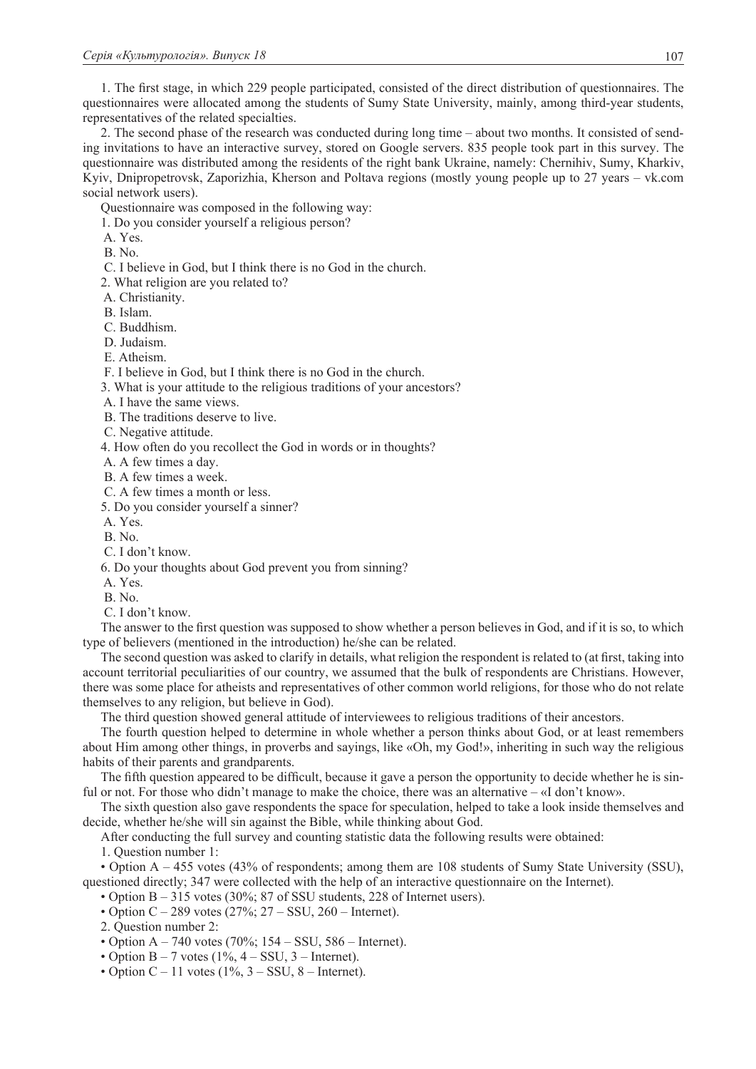1. The first stage, in which 229 people participated, consisted of the direct distribution of questionnaires. The questionnaires were allocated among the students of Sumy State University, mainly, among third-year students, representatives of the related specialties.

2. The second phase of the research was conducted during long time – about two months. It consisted of sending invitations to have an interactive survey, stored on Google servers. 835 people took part in this survey. The questionnaire was distributed among the residents of the right bank Ukraine, namely: Chernihiv, Sumy, Kharkiv, Kyiv, Dnipropetrovsk, Zaporizhia, Kherson and Poltava regions (mostly young people up to 27 years – vk.com social network users).

Questionnaire was composed in the following way:

1. Do you consider yourself a religious person?
 A. Yes.
 B. No.
 C. I believe in God, but I think there is no God in the church.
2. What religion are you related to?
 A. Christianity.
 B. Islam.
 C. Buddhism.
 D. Judaism.
 E. Atheism.
 F. I believe in God, but I think there is no God in the church.
3. What is your attitude to the religious traditions of your ancestors?
 A. I have the same views.
 B. The traditions deserve to live.
 C. Negative attitude.
4. How often do you recollect the God in words or in thoughts?
 A. A few times a day.
 B. A few times a week.
 C. A few times a month or less.
5. Do you consider yourself a sinner?
 A. Yes.
 B. No.
 C. I don't know.
6. Do your thoughts about God prevent you from sinning?
 A. Yes.
 B. No.
 C. I don't know.

The answer to the first question was supposed to show whether a person believes in God, and if it is so, to which type of believers (mentioned in the introduction) he/she can be related.

The second question was asked to clarify in details, what religion the respondent is related to (at first, taking into account territorial peculiarities of our country, we assumed that the bulk of respondents are Christians. However, there was some place for atheists and representatives of other common world religions, for those who do not relate themselves to any religion, but believe in God).

The third question showed general attitude of interviewees to religious traditions of their ancestors.

The fourth question helped to determine in whole whether a person thinks about God, or at least remembers about Him among other things, in proverbs and sayings, like «Oh, my God!», inheriting in such way the religious habits of their parents and grandparents.

The fifth question appeared to be difficult, because it gave a person the opportunity to decide whether he is sinful or not. For those who didn't manage to make the choice, there was an alternative – «I don't know».

The sixth question also gave respondents the space for speculation, helped to take a look inside themselves and decide, whether he/she will sin against the Bible, while thinking about God.

After conducting the full survey and counting statistic data the following results were obtained:

1. Question number 1:

• Option A – 455 votes (43% of respondents; among them are 108 students of Sumy State University (SSU), questioned directly; 347 were collected with the help of an interactive questionnaire on the Internet).

• Option B – 315 votes (30%; 87 of SSU students, 228 of Internet users).

• Option C – 289 votes (27%; 27 – SSU, 260 – Internet).

2. Question number 2:

• Option A – 740 votes (70%; 154 – SSU, 586 – Internet).

• Option B – 7 votes (1%, 4 – SSU, 3 – Internet).

• Option C – 11 votes (1%, 3 – SSU, 8 – Internet).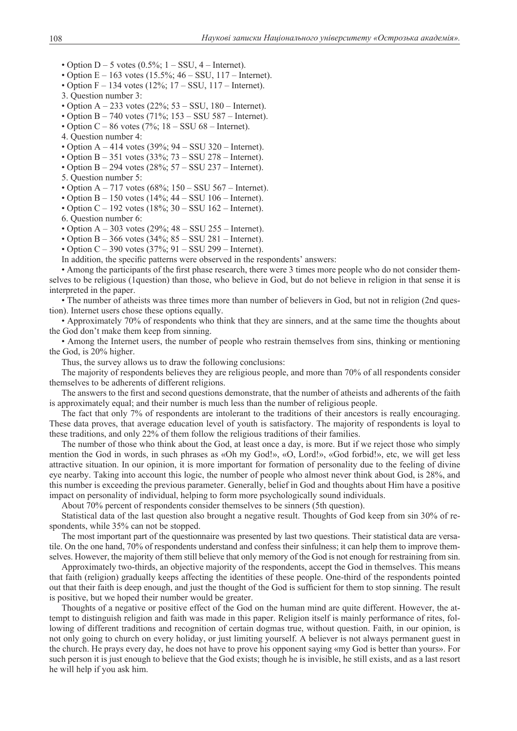- Option D – 5 votes (0.5%; 1 – SSU, 4 – Internet).
- Option E – 163 votes (15.5%; 46 – SSU, 117 – Internet).
- Option F – 134 votes (12%; 17 – SSU, 117 – Internet).

3. Question number 3:

- Option A – 233 votes (22%; 53 – SSU, 180 – Internet).
- Option B – 740 votes (71%; 153 – SSU 587 – Internet).
- Option C – 86 votes (7%; 18 – SSU 68 – Internet).

4. Question number 4:

- Option A – 414 votes (39%; 94 – SSU 320 – Internet).
- Option B – 351 votes (33%; 73 – SSU 278 – Internet).
- Option B – 294 votes (28%; 57 – SSU 237 – Internet).

5. Question number 5:

- Option A – 717 votes (68%; 150 – SSU 567 – Internet).
- Option B – 150 votes (14%; 44 – SSU 106 – Internet).
- Option C – 192 votes (18%; 30 – SSU 162 – Internet).

6. Question number 6:

- Option A – 303 votes (29%; 48 – SSU 255 – Internet).
- Option B – 366 votes (34%; 85 – SSU 281 – Internet).
- Option C – 390 votes (37%; 91 – SSU 299 – Internet).

In addition, the specific patterns were observed in the respondents' answers:

- Among the participants of the first phase research, there were 3 times more people who do not consider themselves to be religious (1question) than those, who believe in God, but do not believe in religion in that sense it is interpreted in the paper.
- The number of atheists was three times more than number of believers in God, but not in religion (2nd question). Internet users chose these options equally.
- Approximately 70% of respondents who think that they are sinners, and at the same time the thoughts about the God don't make them keep from sinning.
- Among the Internet users, the number of people who restrain themselves from sins, thinking or mentioning the God, is 20% higher.

Thus, the survey allows us to draw the following conclusions:

The majority of respondents believes they are religious people, and more than 70% of all respondents consider themselves to be adherents of different religions.

The answers to the first and second questions demonstrate, that the number of atheists and adherents of the faith is approximately equal; and their number is much less than the number of religious people.

The fact that only 7% of respondents are intolerant to the traditions of their ancestors is really encouraging. These data proves, that average education level of youth is satisfactory. The majority of respondents is loyal to these traditions, and only 22% of them follow the religious traditions of their families.

The number of those who think about the God, at least once a day, is more. But if we reject those who simply mention the God in words, in such phrases as «Oh my God!», «O, Lord!», «God forbid!», etc, we will get less attractive situation. In our opinion, it is more important for formation of personality due to the feeling of divine eye nearby. Taking into account this logic, the number of people who almost never think about God, is 28%, and this number is exceeding the previous parameter. Generally, belief in God and thoughts about Him have a positive impact on personality of individual, helping to form more psychologically sound individuals.

About 70% percent of respondents consider themselves to be sinners (5th question).

Statistical data of the last question also brought a negative result. Thoughts of God keep from sin 30% of respondents, while 35% can not be stopped.

The most important part of the questionnaire was presented by last two questions. Their statistical data are versatile. On the one hand, 70% of respondents understand and confess their sinfulness; it can help them to improve themselves. However, the majority of them still believe that only memory of the God is not enough for restraining from sin.

Approximately two-thirds, an objective majority of the respondents, accept the God in themselves. This means that faith (religion) gradually keeps affecting the identities of these people. One-third of the respondents pointed out that their faith is deep enough, and just the thought of the God is sufficient for them to stop sinning. The result is positive, but we hoped their number would be greater.

Thoughts of a negative or positive effect of the God on the human mind are quite different. However, the attempt to distinguish religion and faith was made in this paper. Religion itself is mainly performance of rites, following of different traditions and recognition of certain dogmas true, without question. Faith, in our opinion, is not only going to church on every holiday, or just limiting yourself. A believer is not always permanent guest in the church. He prays every day, he does not have to prove his opponent saying «my God is better than yours». For such person it is just enough to believe that the God exists; though he is invisible, he still exists, and as a last resort he will help if you ask him.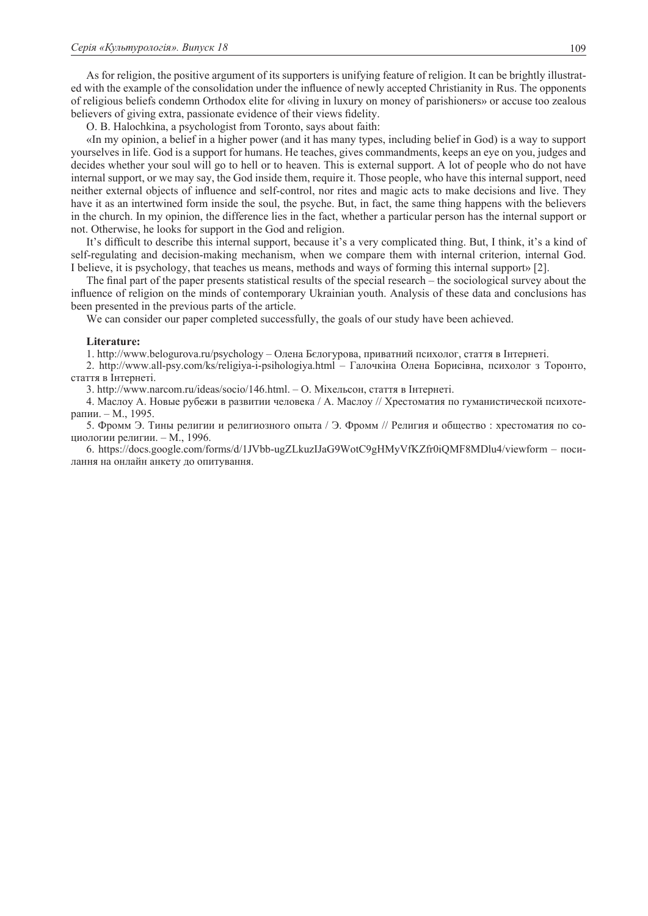As for religion, the positive argument of its supporters is unifying feature of religion. It can be brightly illustrated with the example of the consolidation under the influence of newly accepted Christianity in Rus. The opponents of religious beliefs condemn Orthodox elite for «living in luxury on money of parishioners» or accuse too zealous believers of giving extra, passionate evidence of their views fidelity.

O. B. Halochkina, a psychologist from Toronto, says about faith:

«In my opinion, a belief in a higher power (and it has many types, including belief in God) is a way to support yourselves in life. God is a support for humans. He teaches, gives commandments, keeps an eye on you, judges and decides whether your soul will go to hell or to heaven. This is external support. A lot of people who do not have internal support, or we may say, the God inside them, require it. Those people, who have this internal support, need neither external objects of influence and self-control, nor rites and magic acts to make decisions and live. They have it as an intertwined form inside the soul, the psyche. But, in fact, the same thing happens with the believers in the church. In my opinion, the difference lies in the fact, whether a particular person has the internal support or not. Otherwise, he looks for support in the God and religion.

It's difficult to describe this internal support, because it's a very complicated thing. But, I think, it's a kind of self-regulating and decision-making mechanism, when we compare them with internal criterion, internal God. I believe, it is psychology, that teaches us means, methods and ways of forming this internal support» [2].

The final part of the paper presents statistical results of the special research – the sociological survey about the influence of religion on the minds of contemporary Ukrainian youth. Analysis of these data and conclusions has been presented in the previous parts of the article.

We can consider our paper completed successfully, the goals of our study have been achieved.

**Literature:**

1. http://www.belogurova.ru/psychology – Олена Бєлогурова, приватний психолог, стаття в Інтернеті.
2. http://www.all-psy.com/ks/religiya-i-psihologiya.html – Галочкіна Олена Борисівна, психолог з Торонто, стаття в Інтернеті.
3. http://www.narcom.ru/ideas/socio/146.html. – О. Міхельсон, стаття в Інтернеті.
4. Маслоу А. Новые рубежи в развитии человека / А. Маслоу // Хрестоматия по гуманистической психотерапии. – М., 1995.
5. Фромм Э. Тины религии и религиозного опыта / Э. Фромм // Религия и общество : хрестоматия по социологии религии. – М., 1996.
6. https://docs.google.com/forms/d/1JVbb-ugZLkuzIJaG9WotC9gHMyVfKZfr0iQMF8MDlu4/viewform – посилання на онлайн анкету до опитування.